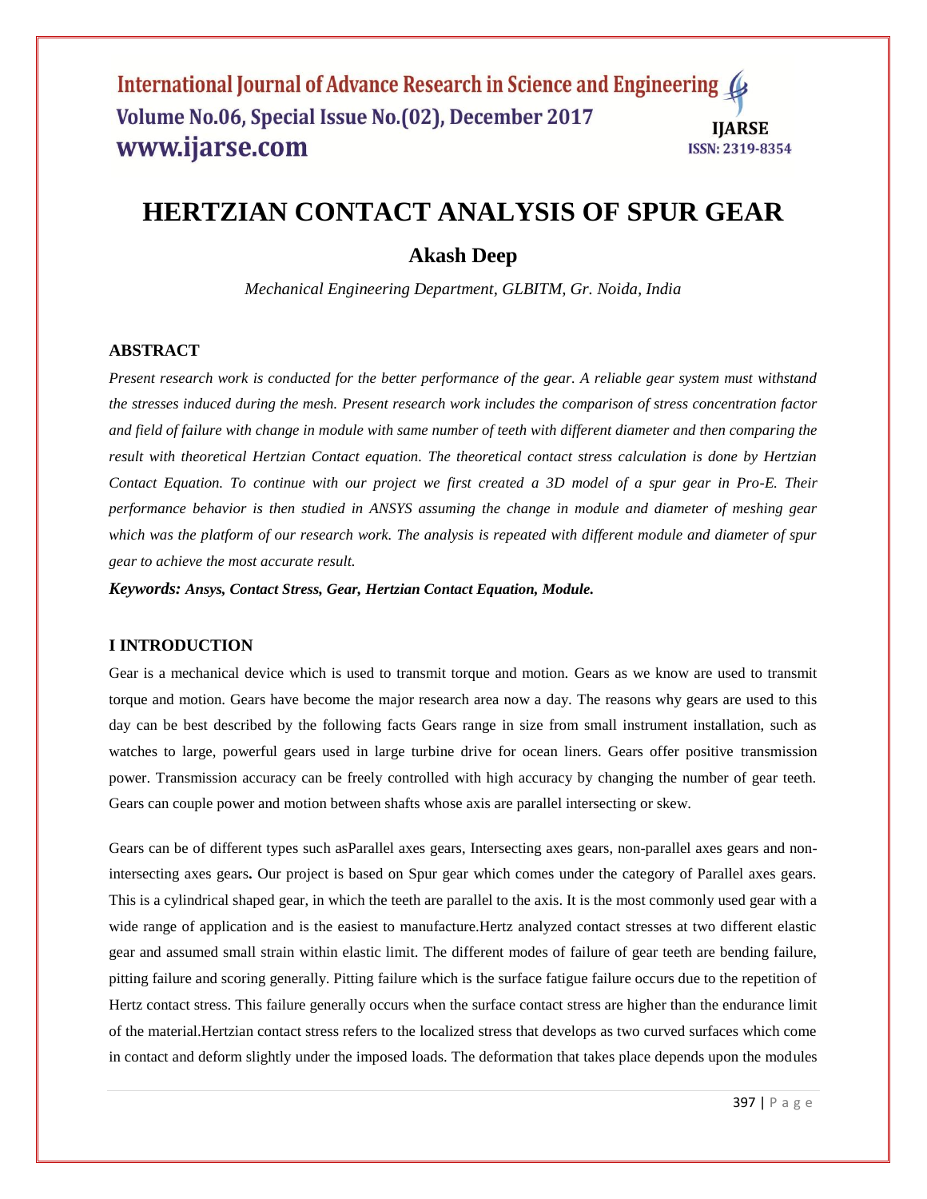# HERTZIAN CONTACT ANALYSIS OF SPUR GEAR

## Akash Deep

*Mechanical Engineering Department, GLBITM, Gr. Noida, India*

### ABSTRACT

*Present research work is conducted for the better performance of the gear. A reliable gear system must withstand the stresses induced during the mesh. Present research work includes the comparison of stress concentration factor and field of failure with change in module with same number of teeth with different diameter and then comparing the result with theoretical Hertzian Contact equation. The theoretical contact stress calculation is done by Hertzian Contact Equation. To continue with our project we first created a 3D model of a spur gear in Pro-E. Their performance behavior is then studied in ANSYS assuming the change in module and diameter of meshing gear which was the platform of our research work. The analysis is repeated with different module and diameter of spur gear to achieve the most accurate result.*

***Keywords:*** ***Ansys, Contact Stress, Gear, Hertzian Contact Equation, Module.***

### I INTRODUCTION

Gear is a mechanical device which is used to transmit torque and motion. Gears as we know are used to transmit torque and motion. Gears have become the major research area now a day. The reasons why gears are used to this day can be best described by the following facts Gears range in size from small instrument installation, such as watches to large, powerful gears used in large turbine drive for ocean liners. Gears offer positive transmission power. Transmission accuracy can be freely controlled with high accuracy by changing the number of gear teeth. Gears can couple power and motion between shafts whose axis are parallel intersecting or skew.

Gears can be of different types such asParallel axes gears, Intersecting axes gears, non-parallel axes gears and non-intersecting axes gears**.** Our project is based on Spur gear which comes under the category of Parallel axes gears. This is a cylindrical shaped gear, in which the teeth are parallel to the axis. It is the most commonly used gear with a wide range of application and is the easiest to manufacture.Hertz analyzed contact stresses at two different elastic gear and assumed small strain within elastic limit. The different modes of failure of gear teeth are bending failure, pitting failure and scoring generally. Pitting failure which is the surface fatigue failure occurs due to the repetition of Hertz contact stress. This failure generally occurs when the surface contact stress are higher than the endurance limit of the material.Hertzian contact stress refers to the localized stress that develops as two curved surfaces which come in contact and deform slightly under the imposed loads. The deformation that takes place depends upon the modules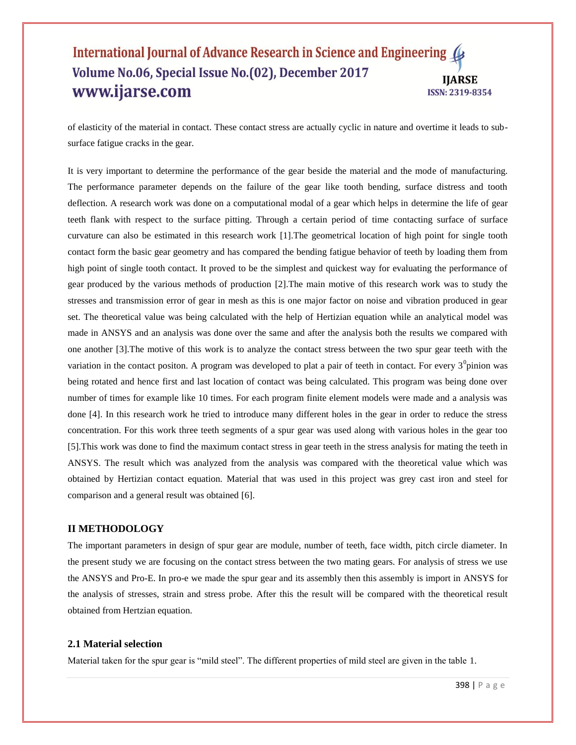of elasticity of the material in contact. These contact stress are actually cyclic in nature and overtime it leads to sub-surface fatigue cracks in the gear.

It is very important to determine the performance of the gear beside the material and the mode of manufacturing. The performance parameter depends on the failure of the gear like tooth bending, surface distress and tooth deflection. A research work was done on a computational modal of a gear which helps in determine the life of gear teeth flank with respect to the surface pitting. Through a certain period of time contacting surface of surface curvature can also be estimated in this research work [1].The geometrical location of high point for single tooth contact form the basic gear geometry and has compared the bending fatigue behavior of teeth by loading them from high point of single tooth contact. It proved to be the simplest and quickest way for evaluating the performance of gear produced by the various methods of production [2].The main motive of this research work was to study the stresses and transmission error of gear in mesh as this is one major factor on noise and vibration produced in gear set. The theoretical value was being calculated with the help of Hertzian equation while an analytical model was made in ANSYS and an analysis was done over the same and after the analysis both the results we compared with one another [3].The motive of this work is to analyze the contact stress between the two spur gear teeth with the variation in the contact positon. A program was developed to plat a pair of teeth in contact. For every $3^0$pinion was being rotated and hence first and last location of contact was being calculated. This program was being done over number of times for example like 10 times. For each program finite element models were made and a analysis was done [4]. In this research work he tried to introduce many different holes in the gear in order to reduce the stress concentration. For this work three teeth segments of a spur gear was used along with various holes in the gear too [5].This work was done to find the maximum contact stress in gear teeth in the stress analysis for mating the teeth in ANSYS. The result which was analyzed from the analysis was compared with the theoretical value which was obtained by Hertzian contact equation. Material that was used in this project was grey cast iron and steel for comparison and a general result was obtained [6].

## II METHODOLOGY

The important parameters in design of spur gear are module, number of teeth, face width, pitch circle diameter. In the present study we are focusing on the contact stress between the two mating gears. For analysis of stress we use the ANSYS and Pro-E. In pro-e we made the spur gear and its assembly then this assembly is import in ANSYS for the analysis of stresses, strain and stress probe. After this the result will be compared with the theoretical result obtained from Hertzian equation.

### 2.1 Material selection

Material taken for the spur gear is "mild steel". The different properties of mild steel are given in the table 1.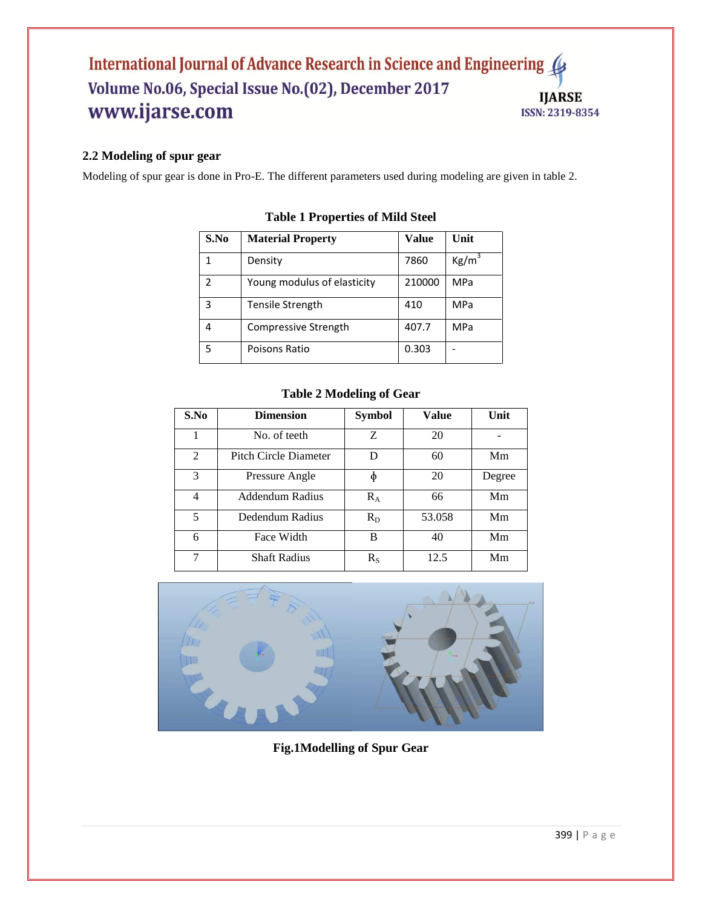## 2.2 Modeling of spur gear

Modeling of spur gear is done in Pro-E. The different parameters used during modeling are given in table 2.

**Table 1 Properties of Mild Steel**

| S.No | Material Property | Value | Unit |
|---|---|---|---|
| 1 | Density | 7860 | $Kg/m^3$ |
| 2 | Young modulus of elasticity | 210000 | MPa |
| 3 | Tensile Strength | 410 | MPa |
| 4 | Compressive Strength | 407.7 | MPa |
| 5 | Poisons Ratio | 0.303 | - |

**Table 2 Modeling of Gear**

| S.No | Dimension | Symbol | Value | Unit |
|---|---|---|---|---|
| 1 | No. of teeth | Z | 20 | - |
| 2 | Pitch Circle Diameter | D | 60 | Mm |
| 3 | Pressure Angle | $\phi$ | 20 | Degree |
| 4 | Addendum Radius | $R_A$ | 66 | Mm |
| 5 | Dedendum Radius | $R_D$ | 53.058 | Mm |
| 6 | Face Width | B | 40 | Mm |
| 7 | Shaft Radius | $R_S$ | 12.5 | Mm |

**Fig.1Modelling of Spur Gear**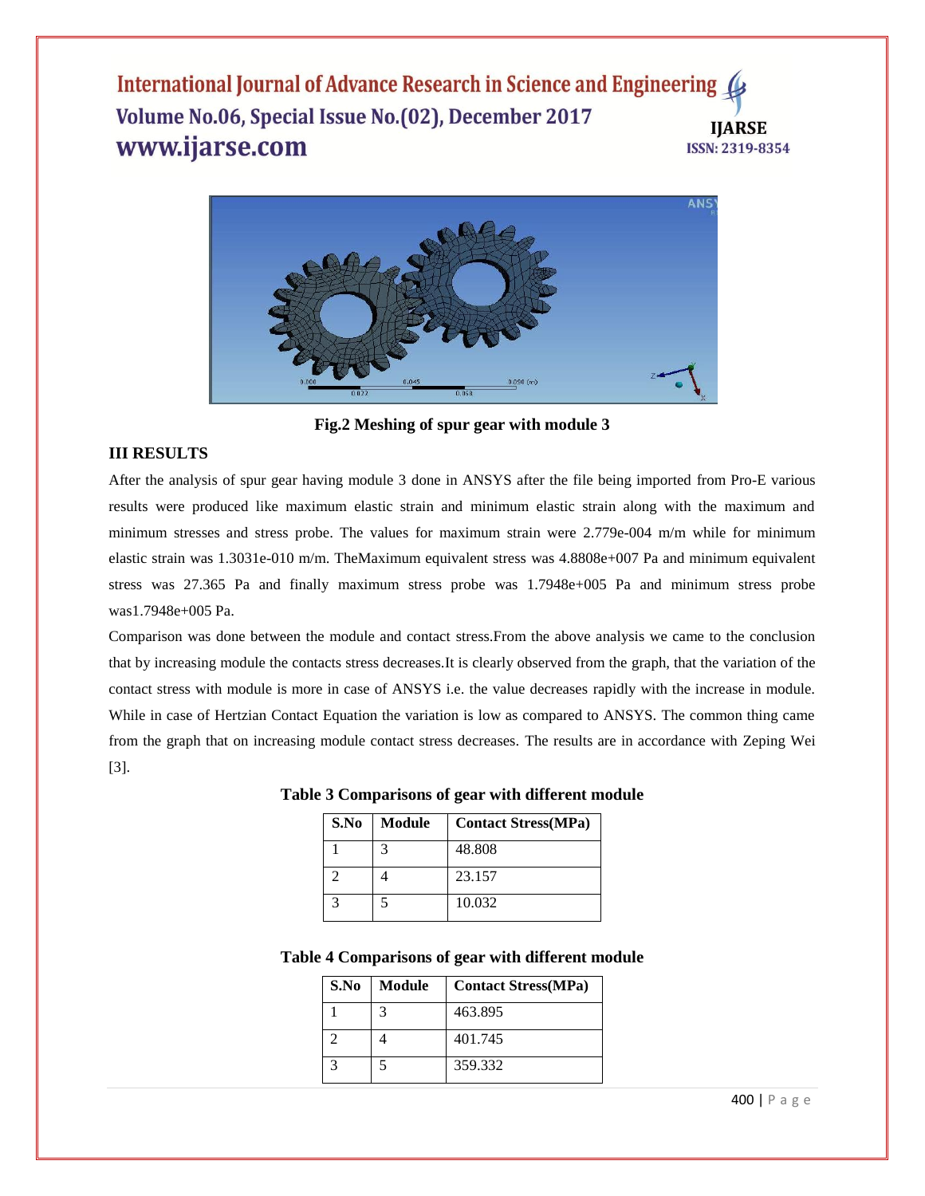**Fig.2 Meshing of spur gear with module 3**

## III RESULTS

After the analysis of spur gear having module 3 done in ANSYS after the file being imported from Pro-E various results were produced like maximum elastic strain and minimum elastic strain along with the maximum and minimum stresses and stress probe. The values for maximum strain were 2.779e-004 m/m while for minimum elastic strain was 1.3031e-010 m/m. TheMaximum equivalent stress was 4.8808e+007 Pa and minimum equivalent stress was 27.365 Pa and finally maximum stress probe was 1.7948e+005 Pa and minimum stress probe was1.7948e+005 Pa.

Comparison was done between the module and contact stress.From the above analysis we came to the conclusion that by increasing module the contacts stress decreases.It is clearly observed from the graph, that the variation of the contact stress with module is more in case of ANSYS i.e. the value decreases rapidly with the increase in module. While in case of Hertzian Contact Equation the variation is low as compared to ANSYS. The common thing came from the graph that on increasing module contact stress decreases. The results are in accordance with Zeping Wei [3].

**Table 3 Comparisons of gear with different module**

| S.No | Module | Contact Stress(MPa) |
|---|---|---|
| 1 | 3 | 48.808 |
| 2 | 4 | 23.157 |
| 3 | 5 | 10.032 |

**Table 4 Comparisons of gear with different module**

| S.No | Module | Contact Stress(MPa) |
|---|---|---|
| 1 | 3 | 463.895 |
| 2 | 4 | 401.745 |
| 3 | 5 | 359.332 |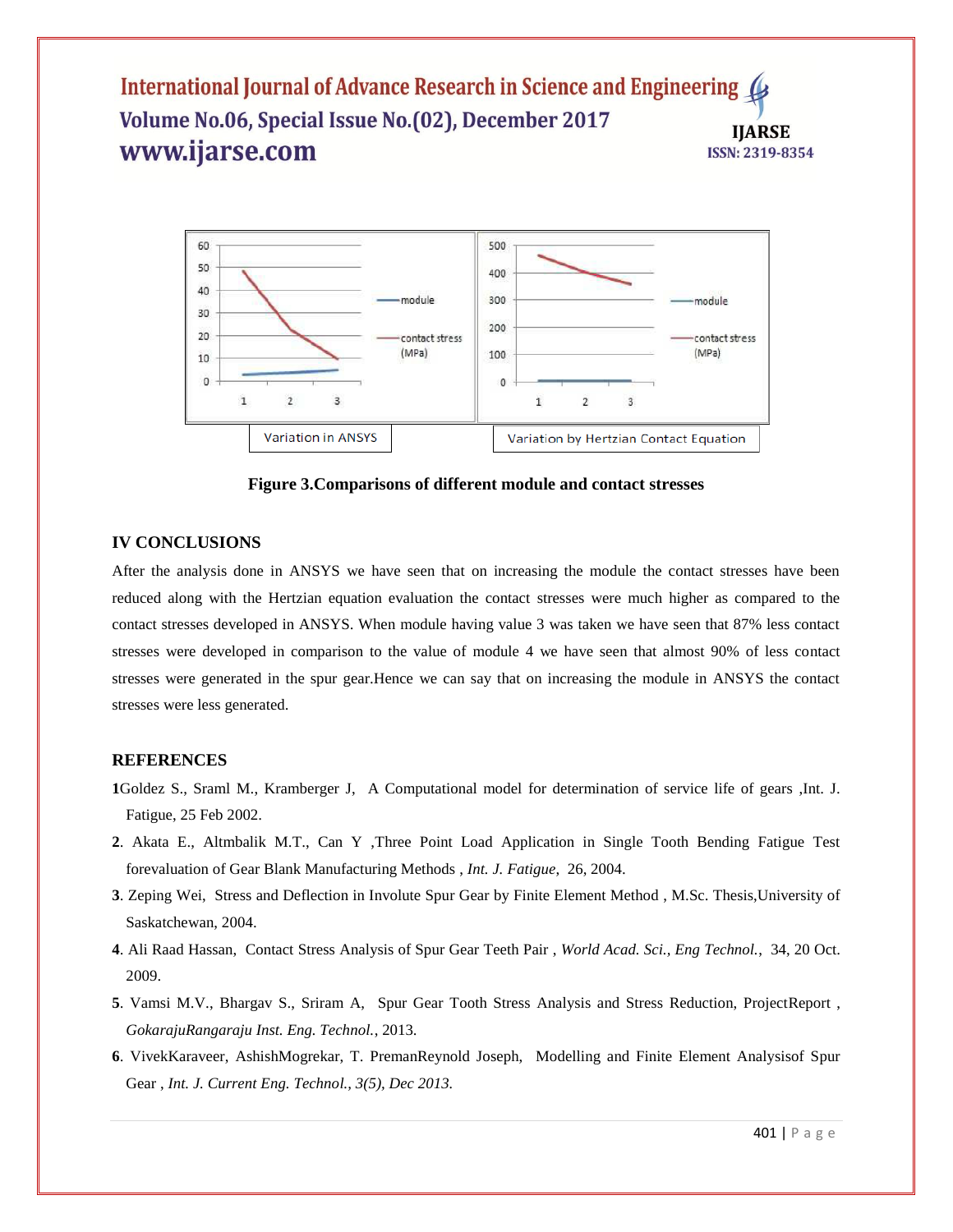60
50
40
30
20
10
0
1 2 3
module
contact stress (MPa)

500
400
300
200
100
0
1 2 3
module
contact stress (MPa)

Variation in ANSYS

Variation by Hertzian Contact Equation

**Figure 3.Comparisons of different module and contact stresses**

## IV CONCLUSIONS

After the analysis done in ANSYS we have seen that on increasing the module the contact stresses have been reduced along with the Hertzian equation evaluation the contact stresses were much higher as compared to the contact stresses developed in ANSYS. When module having value 3 was taken we have seen that 87% less contact stresses were developed in comparison to the value of module 4 we have seen that almost 90% of less contact stresses were generated in the spur gear.Hence we can say that on increasing the module in ANSYS the contact stresses were less generated.

## REFERENCES

**1**Goldez S., Sraml M., Kramberger J, A Computational model for determination of service life of gears ,Int. J. Fatigue, 25 Feb 2002.

**2**. Akata E., Altmbalik M.T., Can Y ,Three Point Load Application in Single Tooth Bending Fatigue Test forevaluation of Gear Blank Manufacturing Methods , *Int. J. Fatigue*, 26, 2004.

**3**. Zeping Wei, Stress and Deflection in Involute Spur Gear by Finite Element Method , M.Sc. Thesis,University of Saskatchewan, 2004.

**4**. Ali Raad Hassan, Contact Stress Analysis of Spur Gear Teeth Pair , *World Acad. Sci., Eng Technol.*, 34, 20 Oct. 2009.

**5**. Vamsi M.V., Bhargav S., Sriram A, Spur Gear Tooth Stress Analysis and Stress Reduction, ProjectReport , *GokarajuRangaraju Inst. Eng. Technol.*, 2013.

**6**. VivekKaraveer, AshishMogrekar, T. PremanReynold Joseph, Modelling and Finite Element Analysisof Spur Gear , *Int. J. Current Eng. Technol., 3(5), Dec 2013.*